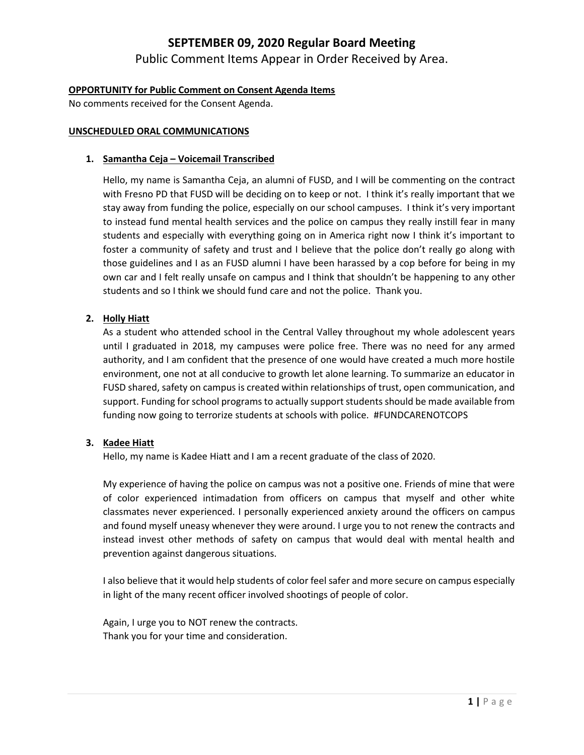# SEPTEMBER 09, 2020 Regular Board Meeting

Public Comment Items Appear in Order Received by Area.

**OPPORTUNITY for Public Comment on Consent Agenda Items**

No comments received for the Consent Agenda.

**UNSCHEDULED ORAL COMMUNICATIONS**

1. **Samantha Ceja – Voicemail Transcribed**

   Hello, my name is Samantha Ceja, an alumni of FUSD, and I will be commenting on the contract with Fresno PD that FUSD will be deciding on to keep or not. I think it's really important that we stay away from funding the police, especially on our school campuses. I think it's very important to instead fund mental health services and the police on campus they really instill fear in many students and especially with everything going on in America right now I think it's important to foster a community of safety and trust and I believe that the police don't really go along with those guidelines and I as an FUSD alumni I have been harassed by a cop before for being in my own car and I felt really unsafe on campus and I think that shouldn't be happening to any other students and so I think we should fund care and not the police. Thank you.

2. **Holly Hiatt**

   As a student who attended school in the Central Valley throughout my whole adolescent years until I graduated in 2018, my campuses were police free. There was no need for any armed authority, and I am confident that the presence of one would have created a much more hostile environment, one not at all conducive to growth let alone learning. To summarize an educator in FUSD shared, safety on campus is created within relationships of trust, open communication, and support. Funding for school programs to actually support students should be made available from funding now going to terrorize students at schools with police. #FUNDCARENOTCOPS

3. **Kadee Hiatt**

   Hello, my name is Kadee Hiatt and I am a recent graduate of the class of 2020.

   My experience of having the police on campus was not a positive one. Friends of mine that were of color experienced intimadation from officers on campus that myself and other white classmates never experienced. I personally experienced anxiety around the officers on campus and found myself uneasy whenever they were around. I urge you to not renew the contracts and instead invest other methods of safety on campus that would deal with mental health and prevention against dangerous situations.

   I also believe that it would help students of color feel safer and more secure on campus especially in light of the many recent officer involved shootings of people of color.

   Again, I urge you to NOT renew the contracts.
   Thank you for your time and consideration.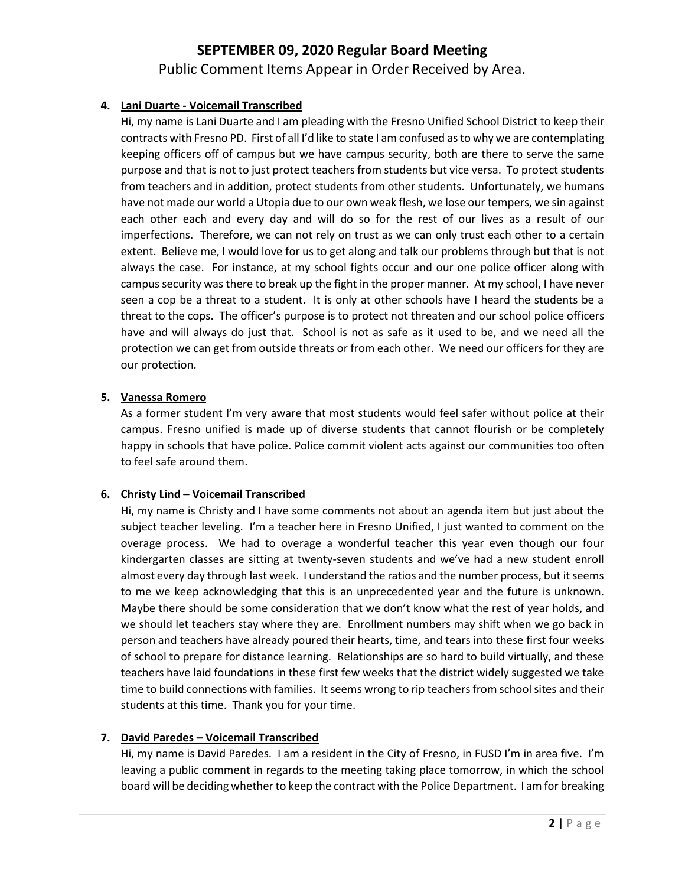# SEPTEMBER 09, 2020 Regular Board Meeting

Public Comment Items Appear in Order Received by Area.

4. **Lani Duarte - Voicemail Transcribed**

   Hi, my name is Lani Duarte and I am pleading with the Fresno Unified School District to keep their contracts with Fresno PD. First of all I'd like to state I am confused as to why we are contemplating keeping officers off of campus but we have campus security, both are there to serve the same purpose and that is not to just protect teachers from students but vice versa. To protect students from teachers and in addition, protect students from other students. Unfortunately, we humans have not made our world a Utopia due to our own weak flesh, we lose our tempers, we sin against each other each and every day and will do so for the rest of our lives as a result of our imperfections. Therefore, we can not rely on trust as we can only trust each other to a certain extent. Believe me, I would love for us to get along and talk our problems through but that is not always the case. For instance, at my school fights occur and our one police officer along with campus security was there to break up the fight in the proper manner. At my school, I have never seen a cop be a threat to a student. It is only at other schools have I heard the students be a threat to the cops. The officer's purpose is to protect not threaten and our school police officers have and will always do just that. School is not as safe as it used to be, and we need all the protection we can get from outside threats or from each other. We need our officers for they are our protection.

5. **Vanessa Romero**

   As a former student I'm very aware that most students would feel safer without police at their campus. Fresno unified is made up of diverse students that cannot flourish or be completely happy in schools that have police. Police commit violent acts against our communities too often to feel safe around them.

6. **Christy Lind – Voicemail Transcribed**

   Hi, my name is Christy and I have some comments not about an agenda item but just about the subject teacher leveling. I'm a teacher here in Fresno Unified, I just wanted to comment on the overage process. We had to overage a wonderful teacher this year even though our four kindergarten classes are sitting at twenty-seven students and we've had a new student enroll almost every day through last week. I understand the ratios and the number process, but it seems to me we keep acknowledging that this is an unprecedented year and the future is unknown. Maybe there should be some consideration that we don't know what the rest of year holds, and we should let teachers stay where they are. Enrollment numbers may shift when we go back in person and teachers have already poured their hearts, time, and tears into these first four weeks of school to prepare for distance learning. Relationships are so hard to build virtually, and these teachers have laid foundations in these first few weeks that the district widely suggested we take time to build connections with families. It seems wrong to rip teachers from school sites and their students at this time. Thank you for your time.

7. **David Paredes – Voicemail Transcribed**

   Hi, my name is David Paredes. I am a resident in the City of Fresno, in FUSD I'm in area five. I'm leaving a public comment in regards to the meeting taking place tomorrow, in which the school board will be deciding whether to keep the contract with the Police Department. I am for breaking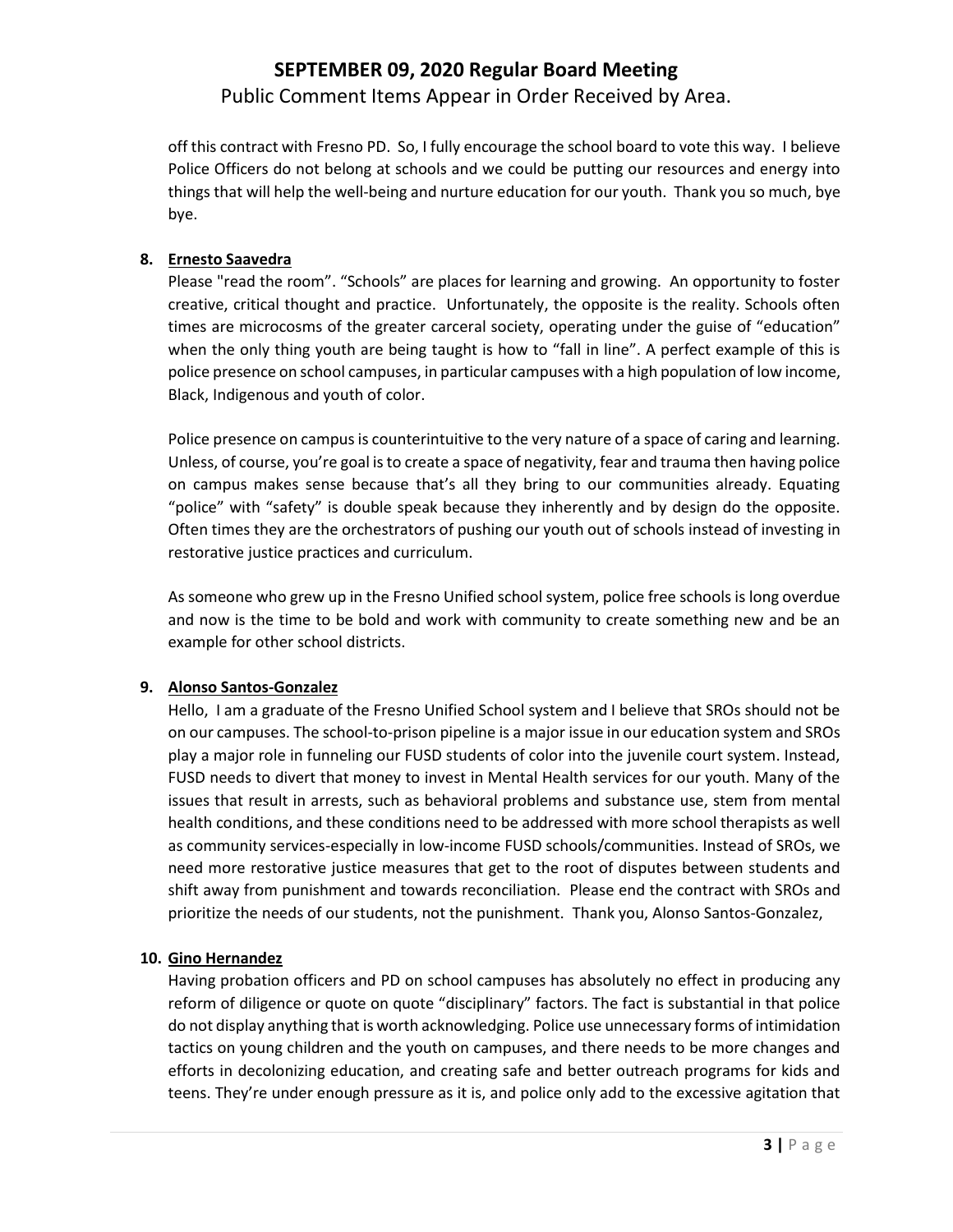off this contract with Fresno PD. So, I fully encourage the school board to vote this way. I believe Police Officers do not belong at schools and we could be putting our resources and energy into things that will help the well-being and nurture education for our youth. Thank you so much, bye bye.

**8. Ernesto Saavedra**

Please "read the room". "Schools" are places for learning and growing. An opportunity to foster creative, critical thought and practice. Unfortunately, the opposite is the reality. Schools often times are microcosms of the greater carceral society, operating under the guise of "education" when the only thing youth are being taught is how to "fall in line". A perfect example of this is police presence on school campuses, in particular campuses with a high population of low income, Black, Indigenous and youth of color.

Police presence on campus is counterintuitive to the very nature of a space of caring and learning. Unless, of course, you're goal is to create a space of negativity, fear and trauma then having police on campus makes sense because that's all they bring to our communities already. Equating "police" with "safety" is double speak because they inherently and by design do the opposite. Often times they are the orchestrators of pushing our youth out of schools instead of investing in restorative justice practices and curriculum.

As someone who grew up in the Fresno Unified school system, police free schools is long overdue and now is the time to be bold and work with community to create something new and be an example for other school districts.

**9. Alonso Santos-Gonzalez**

Hello, I am a graduate of the Fresno Unified School system and I believe that SROs should not be on our campuses. The school-to-prison pipeline is a major issue in our education system and SROs play a major role in funneling our FUSD students of color into the juvenile court system. Instead, FUSD needs to divert that money to invest in Mental Health services for our youth. Many of the issues that result in arrests, such as behavioral problems and substance use, stem from mental health conditions, and these conditions need to be addressed with more school therapists as well as community services-especially in low-income FUSD schools/communities. Instead of SROs, we need more restorative justice measures that get to the root of disputes between students and shift away from punishment and towards reconciliation. Please end the contract with SROs and prioritize the needs of our students, not the punishment. Thank you, Alonso Santos-Gonzalez,

**10. Gino Hernandez**

Having probation officers and PD on school campuses has absolutely no effect in producing any reform of diligence or quote on quote "disciplinary" factors. The fact is substantial in that police do not display anything that is worth acknowledging. Police use unnecessary forms of intimidation tactics on young children and the youth on campuses, and there needs to be more changes and efforts in decolonizing education, and creating safe and better outreach programs for kids and teens. They're under enough pressure as it is, and police only add to the excessive agitation that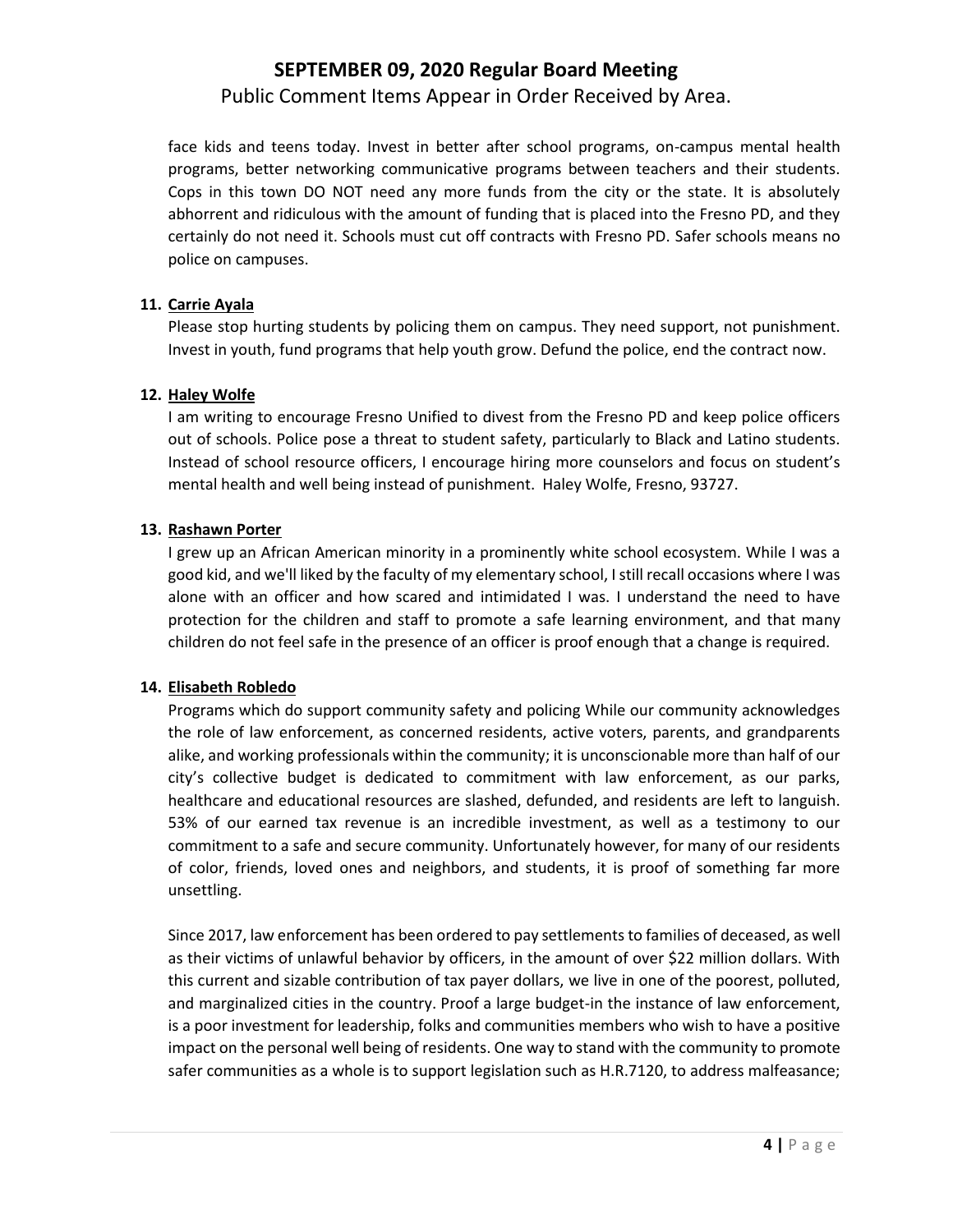face kids and teens today. Invest in better after school programs, on-campus mental health programs, better networking communicative programs between teachers and their students. Cops in this town DO NOT need any more funds from the city or the state. It is absolutely abhorrent and ridiculous with the amount of funding that is placed into the Fresno PD, and they certainly do not need it. Schools must cut off contracts with Fresno PD. Safer schools means no police on campuses.

11. **Carrie Ayala**

   Please stop hurting students by policing them on campus. They need support, not punishment. Invest in youth, fund programs that help youth grow. Defund the police, end the contract now.

12. **Haley Wolfe**

   I am writing to encourage Fresno Unified to divest from the Fresno PD and keep police officers out of schools. Police pose a threat to student safety, particularly to Black and Latino students. Instead of school resource officers, I encourage hiring more counselors and focus on student's mental health and well being instead of punishment. Haley Wolfe, Fresno, 93727.

13. **Rashawn Porter**

   I grew up an African American minority in a prominently white school ecosystem. While I was a good kid, and we'll liked by the faculty of my elementary school, I still recall occasions where I was alone with an officer and how scared and intimidated I was. I understand the need to have protection for the children and staff to promote a safe learning environment, and that many children do not feel safe in the presence of an officer is proof enough that a change is required.

14. **Elisabeth Robledo**

   Programs which do support community safety and policing While our community acknowledges the role of law enforcement, as concerned residents, active voters, parents, and grandparents alike, and working professionals within the community; it is unconscionable more than half of our city's collective budget is dedicated to commitment with law enforcement, as our parks, healthcare and educational resources are slashed, defunded, and residents are left to languish. 53% of our earned tax revenue is an incredible investment, as well as a testimony to our commitment to a safe and secure community. Unfortunately however, for many of our residents of color, friends, loved ones and neighbors, and students, it is proof of something far more unsettling.

   Since 2017, law enforcement has been ordered to pay settlements to families of deceased, as well as their victims of unlawful behavior by officers, in the amount of over $22 million dollars. With this current and sizable contribution of tax payer dollars, we live in one of the poorest, polluted, and marginalized cities in the country. Proof a large budget-in the instance of law enforcement, is a poor investment for leadership, folks and communities members who wish to have a positive impact on the personal well being of residents. One way to stand with the community to promote safer communities as a whole is to support legislation such as H.R.7120, to address malfeasance;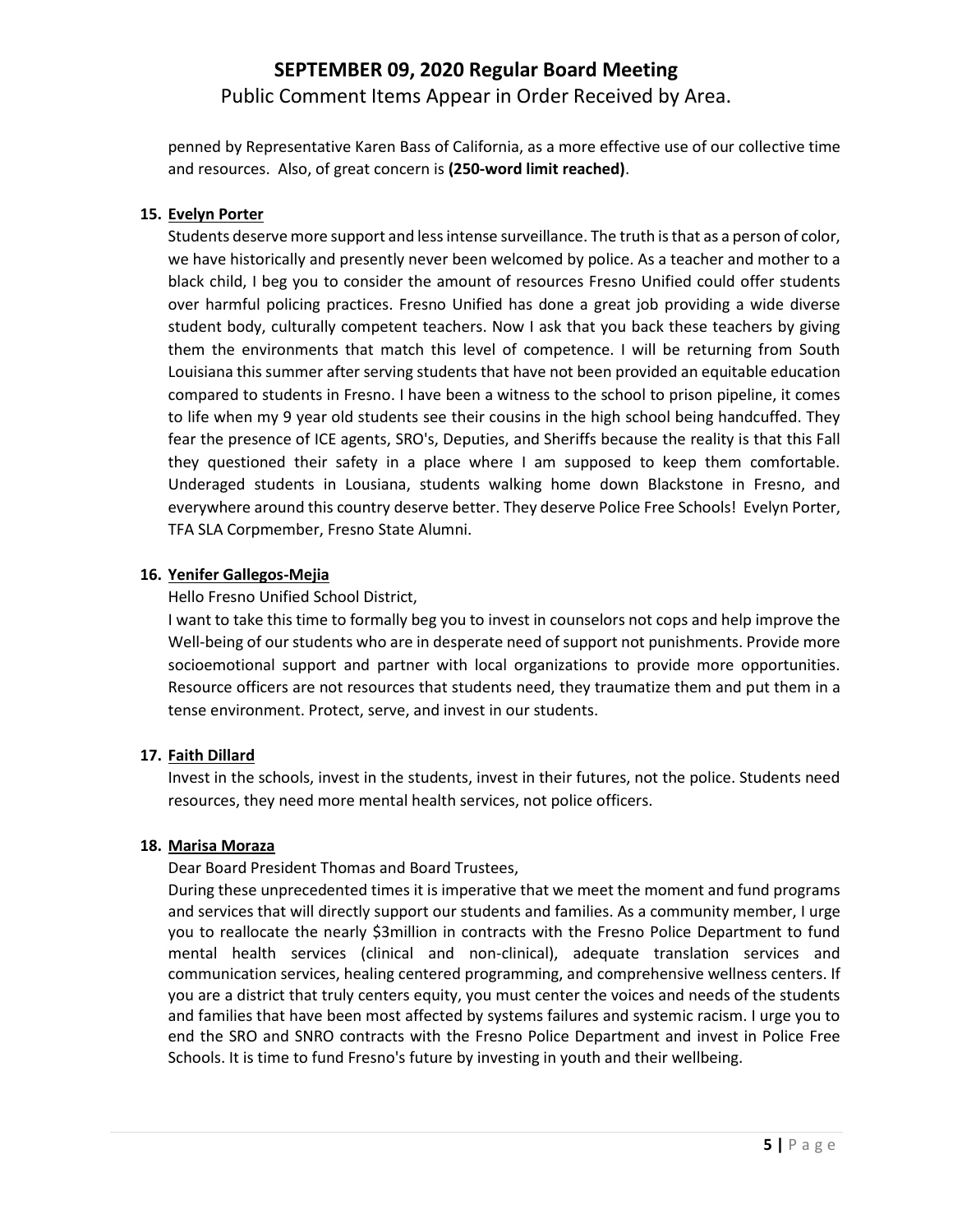penned by Representative Karen Bass of California, as a more effective use of our collective time and resources. Also, of great concern is **(250-word limit reached)**.

**15. Evelyn Porter**

Students deserve more support and less intense surveillance. The truth is that as a person of color, we have historically and presently never been welcomed by police. As a teacher and mother to a black child, I beg you to consider the amount of resources Fresno Unified could offer students over harmful policing practices. Fresno Unified has done a great job providing a wide diverse student body, culturally competent teachers. Now I ask that you back these teachers by giving them the environments that match this level of competence. I will be returning from South Louisiana this summer after serving students that have not been provided an equitable education compared to students in Fresno. I have been a witness to the school to prison pipeline, it comes to life when my 9 year old students see their cousins in the high school being handcuffed. They fear the presence of ICE agents, SRO's, Deputies, and Sheriffs because the reality is that this Fall they questioned their safety in a place where I am supposed to keep them comfortable. Underaged students in Lousiana, students walking home down Blackstone in Fresno, and everywhere around this country deserve better. They deserve Police Free Schools! Evelyn Porter, TFA SLA Corpmember, Fresno State Alumni.

**16. Yenifer Gallegos-Mejia**

Hello Fresno Unified School District,

I want to take this time to formally beg you to invest in counselors not cops and help improve the Well-being of our students who are in desperate need of support not punishments. Provide more socioemotional support and partner with local organizations to provide more opportunities. Resource officers are not resources that students need, they traumatize them and put them in a tense environment. Protect, serve, and invest in our students.

**17. Faith Dillard**

Invest in the schools, invest in the students, invest in their futures, not the police. Students need resources, they need more mental health services, not police officers.

**18. Marisa Moraza**

Dear Board President Thomas and Board Trustees,

During these unprecedented times it is imperative that we meet the moment and fund programs and services that will directly support our students and families. As a community member, I urge you to reallocate the nearly $3million in contracts with the Fresno Police Department to fund mental health services (clinical and non-clinical), adequate translation services and communication services, healing centered programming, and comprehensive wellness centers. If you are a district that truly centers equity, you must center the voices and needs of the students and families that have been most affected by systems failures and systemic racism. I urge you to end the SRO and SNRO contracts with the Fresno Police Department and invest in Police Free Schools. It is time to fund Fresno's future by investing in youth and their wellbeing.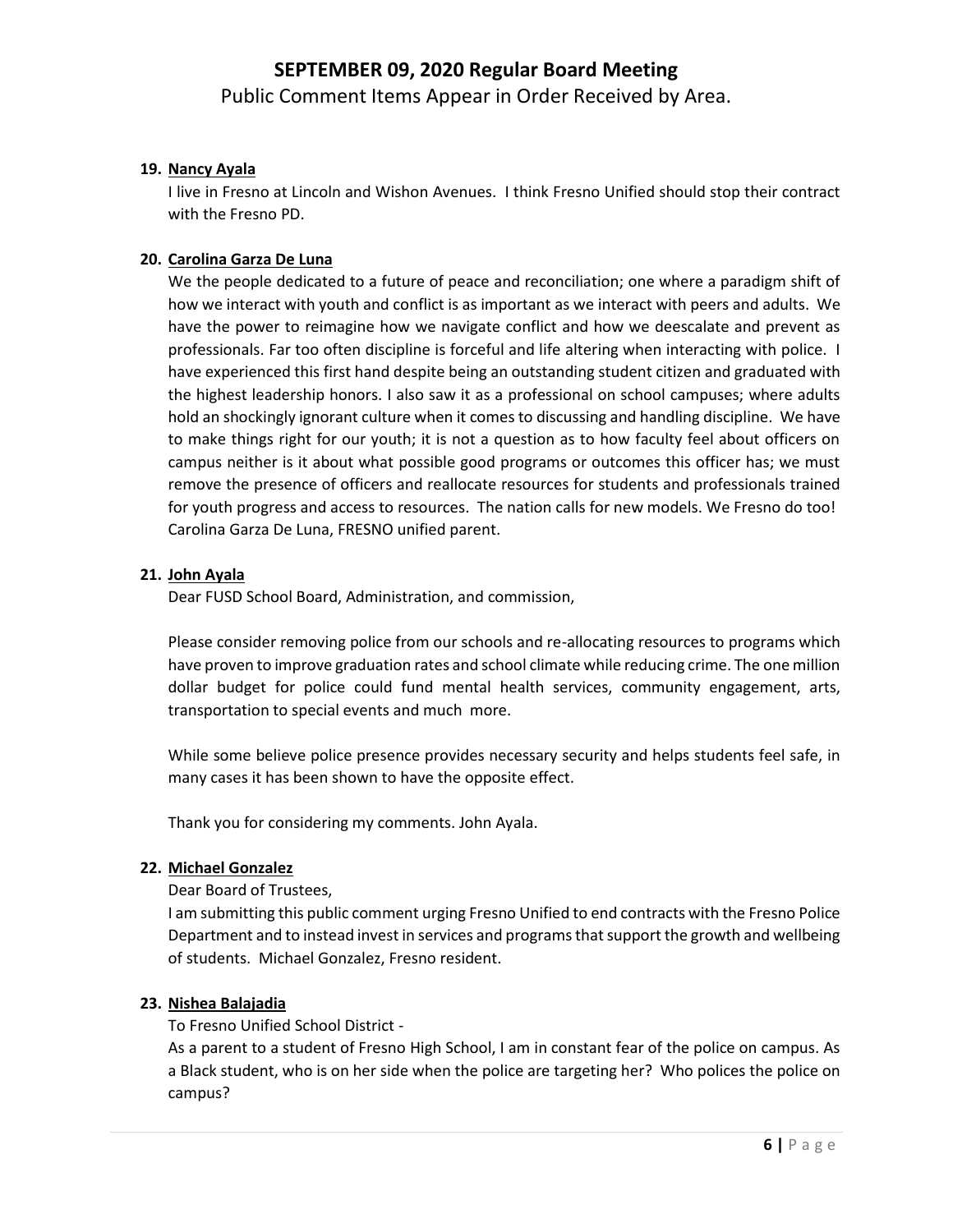**19. Nancy Ayala**

I live in Fresno at Lincoln and Wishon Avenues. I think Fresno Unified should stop their contract with the Fresno PD.

**20. Carolina Garza De Luna**

We the people dedicated to a future of peace and reconciliation; one where a paradigm shift of how we interact with youth and conflict is as important as we interact with peers and adults. We have the power to reimagine how we navigate conflict and how we deescalate and prevent as professionals. Far too often discipline is forceful and life altering when interacting with police. I have experienced this first hand despite being an outstanding student citizen and graduated with the highest leadership honors. I also saw it as a professional on school campuses; where adults hold an shockingly ignorant culture when it comes to discussing and handling discipline. We have to make things right for our youth; it is not a question as to how faculty feel about officers on campus neither is it about what possible good programs or outcomes this officer has; we must remove the presence of officers and reallocate resources for students and professionals trained for youth progress and access to resources. The nation calls for new models. We Fresno do too! Carolina Garza De Luna, FRESNO unified parent.

**21. John Ayala**

Dear FUSD School Board, Administration, and commission,

Please consider removing police from our schools and re-allocating resources to programs which have proven to improve graduation rates and school climate while reducing crime. The one million dollar budget for police could fund mental health services, community engagement, arts, transportation to special events and much more.

While some believe police presence provides necessary security and helps students feel safe, in many cases it has been shown to have the opposite effect.

Thank you for considering my comments. John Ayala.

**22. Michael Gonzalez**

Dear Board of Trustees,

I am submitting this public comment urging Fresno Unified to end contracts with the Fresno Police Department and to instead invest in services and programs that support the growth and wellbeing of students. Michael Gonzalez, Fresno resident.

**23. Nishea Balajadia**

To Fresno Unified School District -

As a parent to a student of Fresno High School, I am in constant fear of the police on campus. As a Black student, who is on her side when the police are targeting her? Who polices the police on campus?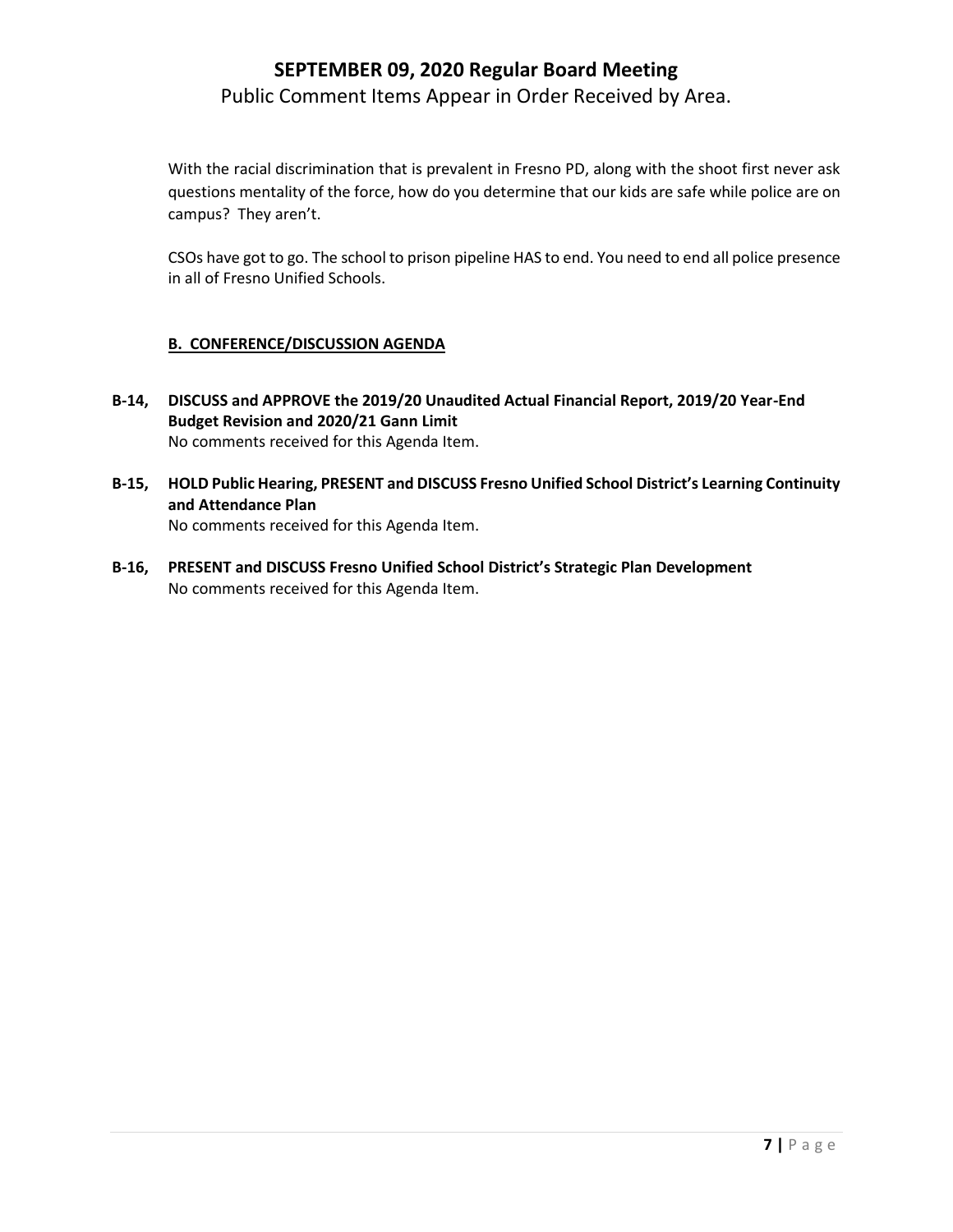With the racial discrimination that is prevalent in Fresno PD, along with the shoot first never ask questions mentality of the force, how do you determine that our kids are safe while police are on campus? They aren't.

CSOs have got to go. The school to prison pipeline HAS to end. You need to end all police presence in all of Fresno Unified Schools.

**B. CONFERENCE/DISCUSSION AGENDA**

**B-14, DISCUSS and APPROVE the 2019/20 Unaudited Actual Financial Report, 2019/20 Year-End Budget Revision and 2020/21 Gann Limit**
No comments received for this Agenda Item.

**B-15, HOLD Public Hearing, PRESENT and DISCUSS Fresno Unified School District's Learning Continuity and Attendance Plan**
No comments received for this Agenda Item.

**B-16, PRESENT and DISCUSS Fresno Unified School District's Strategic Plan Development**
No comments received for this Agenda Item.